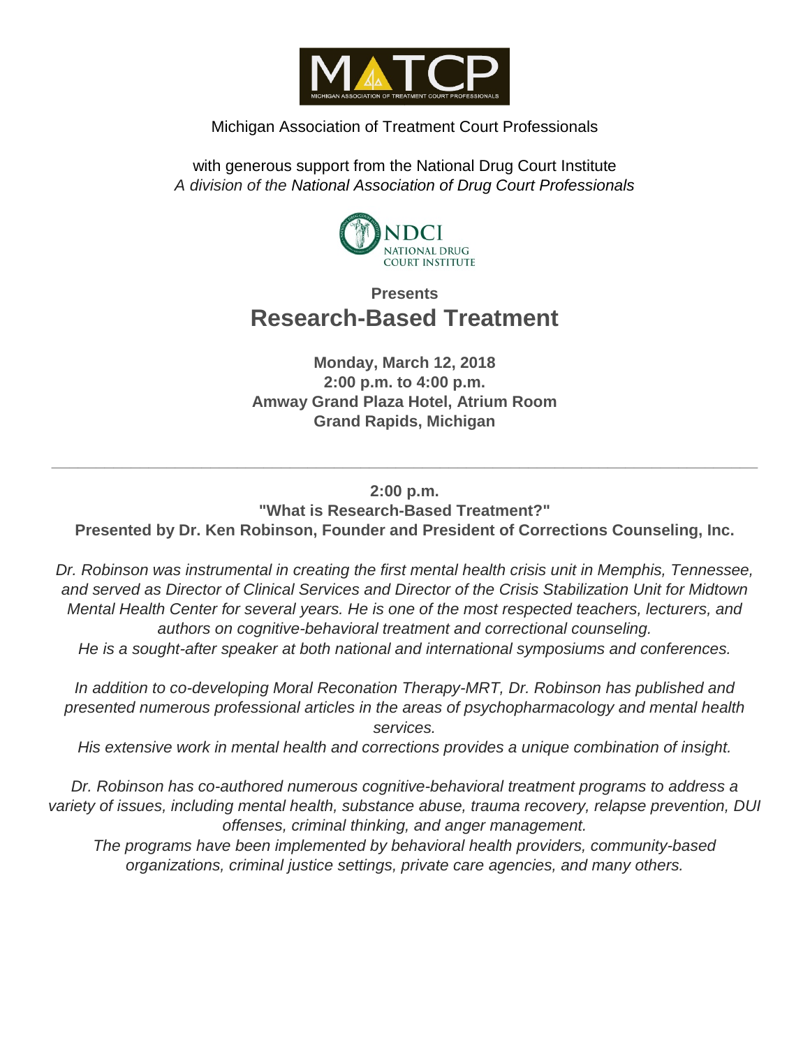MATCP

MICHIGAN ASSOCIATION OF TREATMENT COURT PROFESSIONALS

Michigan Association of Treatment Court Professionals

with generous support from the National Drug Court Institute
*A division of the National Association of Drug Court Professionals*

NDCI
NATIONAL DRUG COURT INSTITUTE

**Presents**

# Research-Based Treatment

**Monday, March 12, 2018**
**2:00 p.m. to 4:00 p.m.**
**Amway Grand Plaza Hotel, Atrium Room**
**Grand Rapids, Michigan**

---

**2:00 p.m.**
**"What is Research-Based Treatment?"**
**Presented by Dr. Ken Robinson, Founder and President of Corrections Counseling, Inc.**

*Dr. Robinson was instrumental in creating the first mental health crisis unit in Memphis, Tennessee, and served as Director of Clinical Services and Director of the Crisis Stabilization Unit for Midtown Mental Health Center for several years. He is one of the most respected teachers, lecturers, and authors on cognitive-behavioral treatment and correctional counseling.*
*He is a sought-after speaker at both national and international symposiums and conferences.*

*In addition to co-developing Moral Reconation Therapy-MRT, Dr. Robinson has published and presented numerous professional articles in the areas of psychopharmacology and mental health services.*
*His extensive work in mental health and corrections provides a unique combination of insight.*

*Dr. Robinson has co-authored numerous cognitive-behavioral treatment programs to address a variety of issues, including mental health, substance abuse, trauma recovery, relapse prevention, DUI offenses, criminal thinking, and anger management.*
*The programs have been implemented by behavioral health providers, community-based organizations, criminal justice settings, private care agencies, and many others.*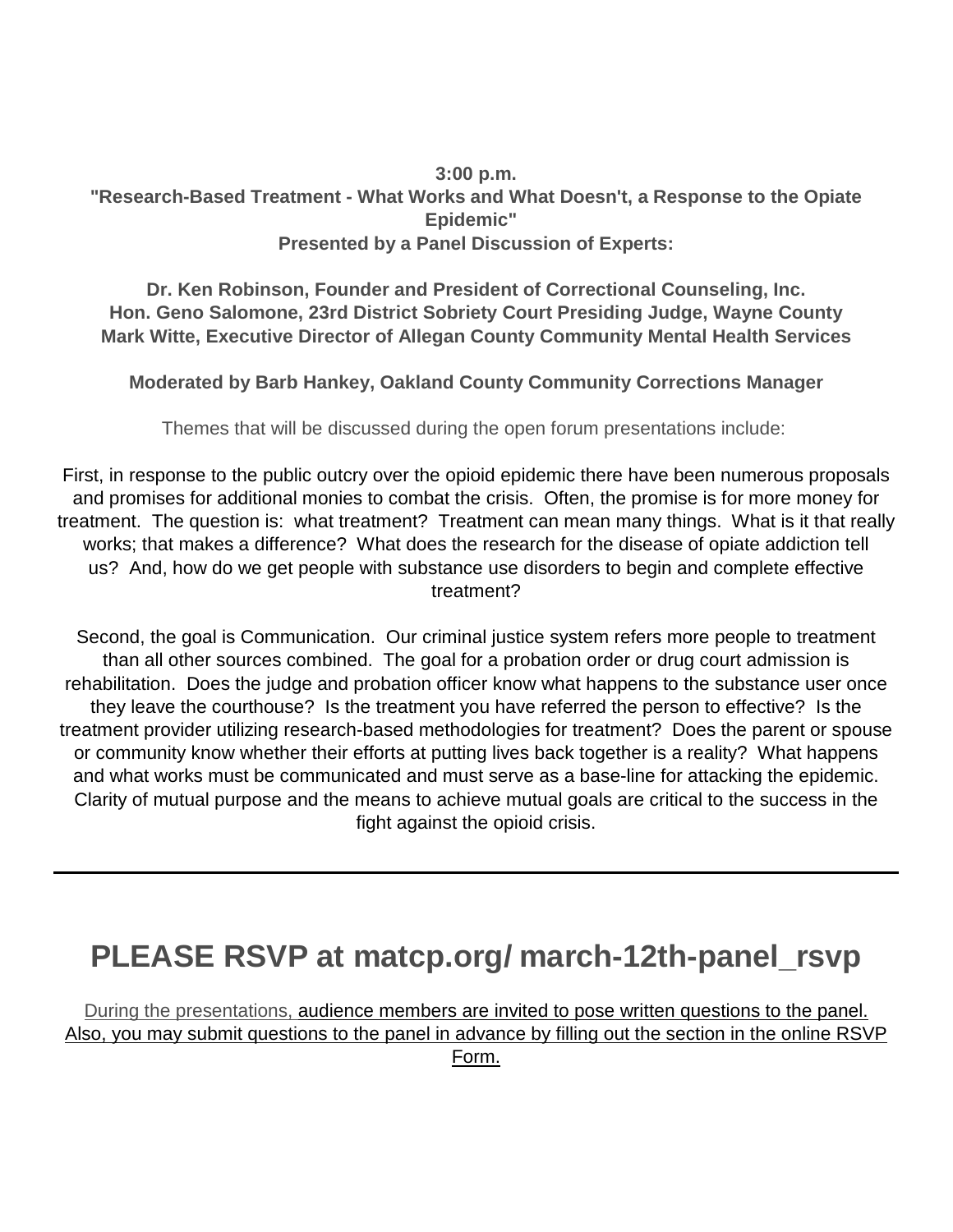**3:00 p.m.**
**"Research-Based Treatment - What Works and What Doesn't, a Response to the Opiate Epidemic"**
**Presented by a Panel Discussion of Experts:**

**Dr. Ken Robinson, Founder and President of Correctional Counseling, Inc.**
**Hon. Geno Salomone, 23rd District Sobriety Court Presiding Judge, Wayne County**
**Mark Witte, Executive Director of Allegan County Community Mental Health Services**

**Moderated by Barb Hankey, Oakland County Community Corrections Manager**

Themes that will be discussed during the open forum presentations include:

First, in response to the public outcry over the opioid epidemic there have been numerous proposals and promises for additional monies to combat the crisis. Often, the promise is for more money for treatment. The question is: what treatment? Treatment can mean many things. What is it that really works; that makes a difference? What does the research for the disease of opiate addiction tell us? And, how do we get people with substance use disorders to begin and complete effective treatment?

Second, the goal is Communication. Our criminal justice system refers more people to treatment than all other sources combined. The goal for a probation order or drug court admission is rehabilitation. Does the judge and probation officer know what happens to the substance user once they leave the courthouse? Is the treatment you have referred the person to effective? Is the treatment provider utilizing research-based methodologies for treatment? Does the parent or spouse or community know whether their efforts at putting lives back together is a reality? What happens and what works must be communicated and must serve as a base-line for attacking the epidemic. Clarity of mutual purpose and the means to achieve mutual goals are critical to the success in the fight against the opioid crisis.

---

## PLEASE RSVP at matcp.org/ march-12th-panel_rsvp

During the presentations, audience members are invited to pose written questions to the panel. Also, you may submit questions to the panel in advance by filling out the section in the online RSVP Form.